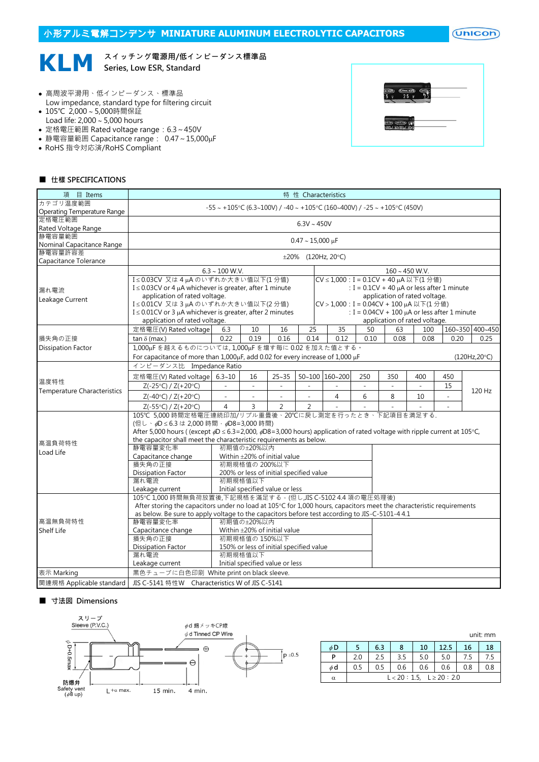# 小形アルミ電解コンデンサ MINIATURE ALUMINUM ELECTROLYTIC CAPACITORS

unicon

## KLM

スイッチング電源用/低インピーダンス標準品
Series, Low ESR, Standard

- 高周波平滑用、低インピーダンス、標準品
  Low impedance, standard type for filtering circuit
- 105℃ 2,000～5,000時間保証
  Load life: 2,000～5,000 hours
- 定格電圧範囲 Rated voltage range：6.3～450V
- 静電容量範囲 Capacitance range： 0.47～15,000μF
- RoHS 指令対応済/RoHS Compliant

### ■ 仕様 SPECIFICATIONS

| 項 目 Items | 特 性 Characteristics | | | | | | | | | | | | |
|---|---|---|---|---|---|---|---|---|---|---|---|---|---|
| カテゴリ温度範囲 Operating Temperature Range | -55～+105°C (6.3~100V) / -40～+105°C (160~400V) / -25～+105°C (450V) | | | | | | | | | | | | |
| 定格電圧範囲 Rated Voltage Range | 6.3V～450V | | | | | | | | | | | | |
| 静電容量範囲 Nominal Capacitance Range | 0.47～15,000 μF | | | | | | | | | | | | |
| 静電容量許容差 Capacitance Tolerance | ±20% (120Hz, 20°C) | | | | | | | | | | | | |
| 漏れ電流 Leakage Current | 6.3～100 W.V. | | | | | | 160～450 W.V. | | | | | | |
| | I≤0.03CV 又は 4 μA のいずれか大きい値以下(1 分値) I≤0.03CV or 4 μA whichever is greater, after 1 minute application of rated voltage. I≤0.01CV 又は 3 μA のいずれか大きい値以下(2 分値) I≤0.01CV or 3 μA whichever is greater, after 2 minutes application of rated voltage. | | | | | | CV≤1,000：I = 0.1CV + 40 μA 以下(1 分値) : I = 0.1CV + 40 μA or less after 1 minute application of rated voltage. CV>1,000：I = 0.04CV + 100 μA 以下(1 分値) : I = 0.04CV + 100 μA or less after 1 minute application of rated voltage. | | | | | | |
| 損失角の正接 Dissipation Factor | 定格電圧(V) Rated voltage | 6.3 | 10 | 16 | 25 | 35 | 50 | 63 | 100 | 160~350 | 400~450 | | |
| | tan δ (max.) | 0.22 | 0.19 | 0.16 | 0.14 | 0.12 | 0.10 | 0.08 | 0.08 | 0.20 | 0.25 | | |
| | 1,000μF を越えるものについては, 1,000μF を増す毎に 0.02 を加えた値とする。 For capacitance of more than 1,000μF, add 0.02 for every increase of 1,000 μF (120Hz,20°C) | | | | | | | | | | | | |
| 温度特性 Temperature Characteristics | インピーダンス比 Impedance Ratio | | | | | | | | | | | | |
| | 定格電圧(V) Rated voltage | 6.3~10 | 16 | 25~35 | 50~100 | 160~200 | 250 | 350 | 400 | 450 | 120 Hz | | |
| | Z(-25°C) / Z(+20°C) | - | - | - | - | - | - | - | - | 15 | | | |
| | Z(-40°C) / Z(+20°C) | - | - | - | - | 4 | 6 | 8 | 10 | - | | | |
| | Z(-55°C) / Z(+20°C) | 4 | 3 | 2 | 2 | - | - | - | - | - | | | |
| 高温負荷特性 Load Life | 105℃ 5,000 時間定格電圧連続印加/リプル重畳後、20℃に戻し測定を行ったとき、下記項目を満足する. (但し、φD≤6.3 は 2,000 時間・φD8=3,000 時間) After 5,000 hours ( (except φD≤6.3=2,000, φD8=3,000 hours) application of rated voltage with ripple current at 105°C, the capacitor shall meet the characteristic requirements as below. | | | | | | | | | | | | |
| | 静電容量変化率 Capacitance change | 初期値の±20%以内 Within ±20% of initial value | | | | | | | | | | | |
| | 損失角の正接 Dissipation Factor | 初期規格値の 200%以下 200% or less of initial specified value | | | | | | | | | | | |
| | 漏れ電流 Leakage current | 初期規格値以下 Initial specified value or less | | | | | | | | | | | |
| 高温無負荷特性 Shelf Life | 105°C 1,000 時間無負荷放置後,下記規格を満足する。(但し,JIS C-5102 4.4 項の電圧処理後) After storing the capacitors under no load at 105°C for 1,000 hours, capacitors meet the characteristic requirements as below. Be sure to apply voltage to the capacitors before test according to JIS-C-5101-4 4.1 | | | | | | | | | | | | |
| | 静電容量変化率 Capacitance change | 初期値の±20%以内 Within ±20% of initial value | | | | | | | | | | | |
| | 損失角の正接 Dissipation Factor | 初期規格値の 150%以下 150% or less of initial specified value | | | | | | | | | | | |
| | 漏れ電流 Leakage current | 初期規格値以下 Initial specified value or less | | | | | | | | | | | |
| 表示 Marking | 黒色チューブに白色印刷 White print on black sleeve. | | | | | | | | | | | | |
| 関連規格 Applicable standard | JIS C-5141 特性W Characteristics W of JIS C-5141 | | | | | | | | | | | | |

### ■ 寸法図 Dimensions

スリーブ Sleeve (P.V.C.)
φd 錫メッキCP線 φd Tinned CP Wire
φD+0.5max.
防爆弁 Safety vent (φ8 up)
L+α max.　15 min.　4 min.
P ±0.5

unit: mm

| φD | 5 | 6.3 | 8 | 10 | 12.5 | 16 | 18 |
|---|---|---|---|---|---|---|---|
| P | 2.0 | 2.5 | 3.5 | 5.0 | 5.0 | 7.5 | 7.5 |
| φd | 0.5 | 0.5 | 0.6 | 0.6 | 0.6 | 0.8 | 0.8 |
| α | L<20：1.5,　L≥20：2.0 | | | | | | |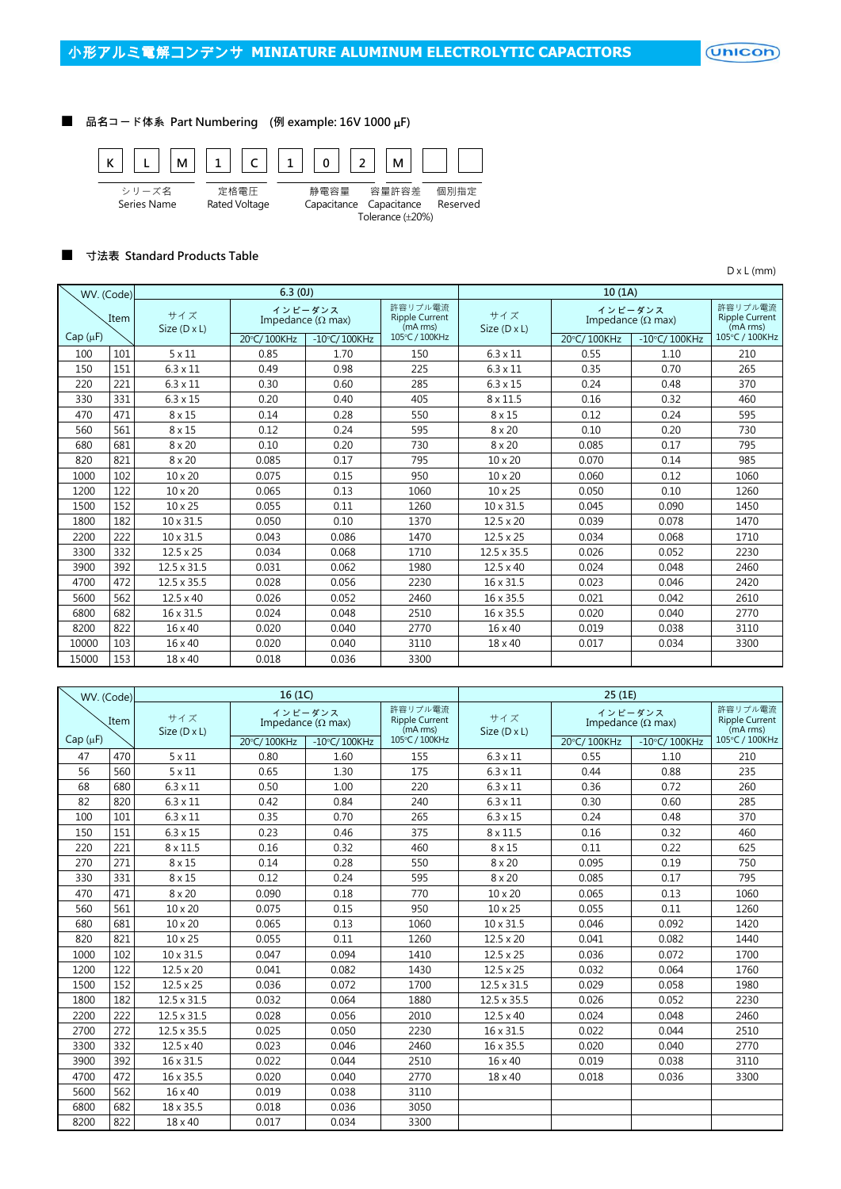# 小形アルミ電解コンデンサ MINIATURE ALUMINUM ELECTROLYTIC CAPACITORS

## ■ 品名コード体系 Part Numbering (例 example: 16V 1000 μF)

| K | L | M | 1 | C | 1 | 0 | 2 | M | | |
|---|---|---|---|---|---|---|---|---|---|---|

| シリーズ名 Series Name | 定格電圧 Rated Voltage | 静電容量 Capacitance | 容量許容差 Capacitance Tolerance (±20%) | 個別指定 Reserved |
|---|---|---|---|---|

## ■ 寸法表 Standard Products Table

D x L (mm)

| WV. (Code) / Cap (μF) | Item | 6.3 (0J) サイズ Size (D x L) | インピーダンス Impedance (Ω max) 20°C/ 100KHz | -10°C/ 100KHz | 許容リプル電流 Ripple Current (mA rms) 105°C / 100KHz | 10 (1A) サイズ Size (D x L) | インピーダンス Impedance (Ω max) 20°C/ 100KHz | -10°C/ 100KHz | 許容リプル電流 Ripple Current (mA rms) 105°C / 100KHz |
|---|---|---|---|---|---|---|---|---|---|
| 100 | 101 | 5 x 11 | 0.85 | 1.70 | 150 | 6.3 x 11 | 0.55 | 1.10 | 210 |
| 150 | 151 | 6.3 x 11 | 0.49 | 0.98 | 225 | 6.3 x 11 | 0.35 | 0.70 | 265 |
| 220 | 221 | 6.3 x 11 | 0.30 | 0.60 | 285 | 6.3 x 15 | 0.24 | 0.48 | 370 |
| 330 | 331 | 6.3 x 15 | 0.20 | 0.40 | 405 | 8 x 11.5 | 0.16 | 0.32 | 460 |
| 470 | 471 | 8 x 15 | 0.14 | 0.28 | 550 | 8 x 15 | 0.12 | 0.24 | 595 |
| 560 | 561 | 8 x 15 | 0.12 | 0.24 | 595 | 8 x 20 | 0.10 | 0.20 | 730 |
| 680 | 681 | 8 x 20 | 0.10 | 0.20 | 730 | 8 x 20 | 0.085 | 0.17 | 795 |
| 820 | 821 | 8 x 20 | 0.085 | 0.17 | 795 | 10 x 20 | 0.070 | 0.14 | 985 |
| 1000 | 102 | 10 x 20 | 0.075 | 0.15 | 950 | 10 x 20 | 0.060 | 0.12 | 1060 |
| 1200 | 122 | 10 x 20 | 0.065 | 0.13 | 1060 | 10 x 25 | 0.050 | 0.10 | 1260 |
| 1500 | 152 | 10 x 25 | 0.055 | 0.11 | 1260 | 10 x 31.5 | 0.045 | 0.090 | 1450 |
| 1800 | 182 | 10 x 31.5 | 0.050 | 0.10 | 1370 | 12.5 x 20 | 0.039 | 0.078 | 1470 |
| 2200 | 222 | 10 x 31.5 | 0.043 | 0.086 | 1470 | 12.5 x 25 | 0.034 | 0.068 | 1710 |
| 3300 | 332 | 12.5 x 25 | 0.034 | 0.068 | 1710 | 12.5 x 35.5 | 0.026 | 0.052 | 2230 |
| 3900 | 392 | 12.5 x 31.5 | 0.031 | 0.062 | 1980 | 12.5 x 40 | 0.024 | 0.048 | 2460 |
| 4700 | 472 | 12.5 x 35.5 | 0.028 | 0.056 | 2230 | 16 x 31.5 | 0.023 | 0.046 | 2420 |
| 5600 | 562 | 12.5 x 40 | 0.026 | 0.052 | 2460 | 16 x 35.5 | 0.021 | 0.042 | 2610 |
| 6800 | 682 | 16 x 31.5 | 0.024 | 0.048 | 2510 | 16 x 35.5 | 0.020 | 0.040 | 2770 |
| 8200 | 822 | 16 x 40 | 0.020 | 0.040 | 2770 | 16 x 40 | 0.019 | 0.038 | 3110 |
| 10000 | 103 | 16 x 40 | 0.020 | 0.040 | 3110 | 18 x 40 | 0.017 | 0.034 | 3300 |
| 15000 | 153 | 18 x 40 | 0.018 | 0.036 | 3300 | | | | |

| WV. (Code) / Cap (μF) | Item | 16 (1C) サイズ Size (D x L) | インピーダンス Impedance (Ω max) 20°C/ 100KHz | -10°C/ 100KHz | 許容リプル電流 Ripple Current (mA rms) 105°C / 100KHz | 25 (1E) サイズ Size (D x L) | インピーダンス Impedance (Ω max) 20°C/ 100KHz | -10°C/ 100KHz | 許容リプル電流 Ripple Current (mA rms) 105°C / 100KHz |
|---|---|---|---|---|---|---|---|---|---|
| 47 | 470 | 5 x 11 | 0.80 | 1.60 | 155 | 6.3 x 11 | 0.55 | 1.10 | 210 |
| 56 | 560 | 5 x 11 | 0.65 | 1.30 | 175 | 6.3 x 11 | 0.44 | 0.88 | 235 |
| 68 | 680 | 6.3 x 11 | 0.50 | 1.00 | 220 | 6.3 x 11 | 0.36 | 0.72 | 260 |
| 82 | 820 | 6.3 x 11 | 0.42 | 0.84 | 240 | 6.3 x 11 | 0.30 | 0.60 | 285 |
| 100 | 101 | 6.3 x 11 | 0.35 | 0.70 | 265 | 6.3 x 15 | 0.24 | 0.48 | 370 |
| 150 | 151 | 6.3 x 15 | 0.23 | 0.46 | 375 | 8 x 11.5 | 0.16 | 0.32 | 460 |
| 220 | 221 | 8 x 11.5 | 0.16 | 0.32 | 460 | 8 x 15 | 0.11 | 0.22 | 625 |
| 270 | 271 | 8 x 15 | 0.14 | 0.28 | 550 | 8 x 20 | 0.095 | 0.19 | 750 |
| 330 | 331 | 8 x 15 | 0.12 | 0.24 | 595 | 8 x 20 | 0.085 | 0.17 | 795 |
| 470 | 471 | 8 x 20 | 0.090 | 0.18 | 770 | 10 x 20 | 0.065 | 0.13 | 1060 |
| 560 | 561 | 10 x 20 | 0.075 | 0.15 | 950 | 10 x 25 | 0.055 | 0.11 | 1260 |
| 680 | 681 | 10 x 20 | 0.065 | 0.13 | 1060 | 10 x 31.5 | 0.046 | 0.092 | 1420 |
| 820 | 821 | 10 x 25 | 0.055 | 0.11 | 1260 | 12.5 x 20 | 0.041 | 0.082 | 1440 |
| 1000 | 102 | 10 x 31.5 | 0.047 | 0.094 | 1410 | 12.5 x 25 | 0.036 | 0.072 | 1700 |
| 1200 | 122 | 12.5 x 20 | 0.041 | 0.082 | 1430 | 12.5 x 25 | 0.032 | 0.064 | 1760 |
| 1500 | 152 | 12.5 x 25 | 0.036 | 0.072 | 1700 | 12.5 x 31.5 | 0.029 | 0.058 | 1980 |
| 1800 | 182 | 12.5 x 31.5 | 0.032 | 0.064 | 1880 | 12.5 x 35.5 | 0.026 | 0.052 | 2230 |
| 2200 | 222 | 12.5 x 31.5 | 0.028 | 0.056 | 2010 | 12.5 x 40 | 0.024 | 0.048 | 2460 |
| 2700 | 272 | 12.5 x 35.5 | 0.025 | 0.050 | 2230 | 16 x 31.5 | 0.022 | 0.044 | 2510 |
| 3300 | 332 | 12.5 x 40 | 0.023 | 0.046 | 2460 | 16 x 35.5 | 0.020 | 0.040 | 2770 |
| 3900 | 392 | 16 x 31.5 | 0.022 | 0.044 | 2510 | 16 x 40 | 0.019 | 0.038 | 3110 |
| 4700 | 472 | 16 x 35.5 | 0.020 | 0.040 | 2770 | 18 x 40 | 0.018 | 0.036 | 3300 |
| 5600 | 562 | 16 x 40 | 0.019 | 0.038 | 3110 | | | | |
| 6800 | 682 | 18 x 35.5 | 0.018 | 0.036 | 3050 | | | | |
| 8200 | 822 | 18 x 40 | 0.017 | 0.034 | 3300 | | | | |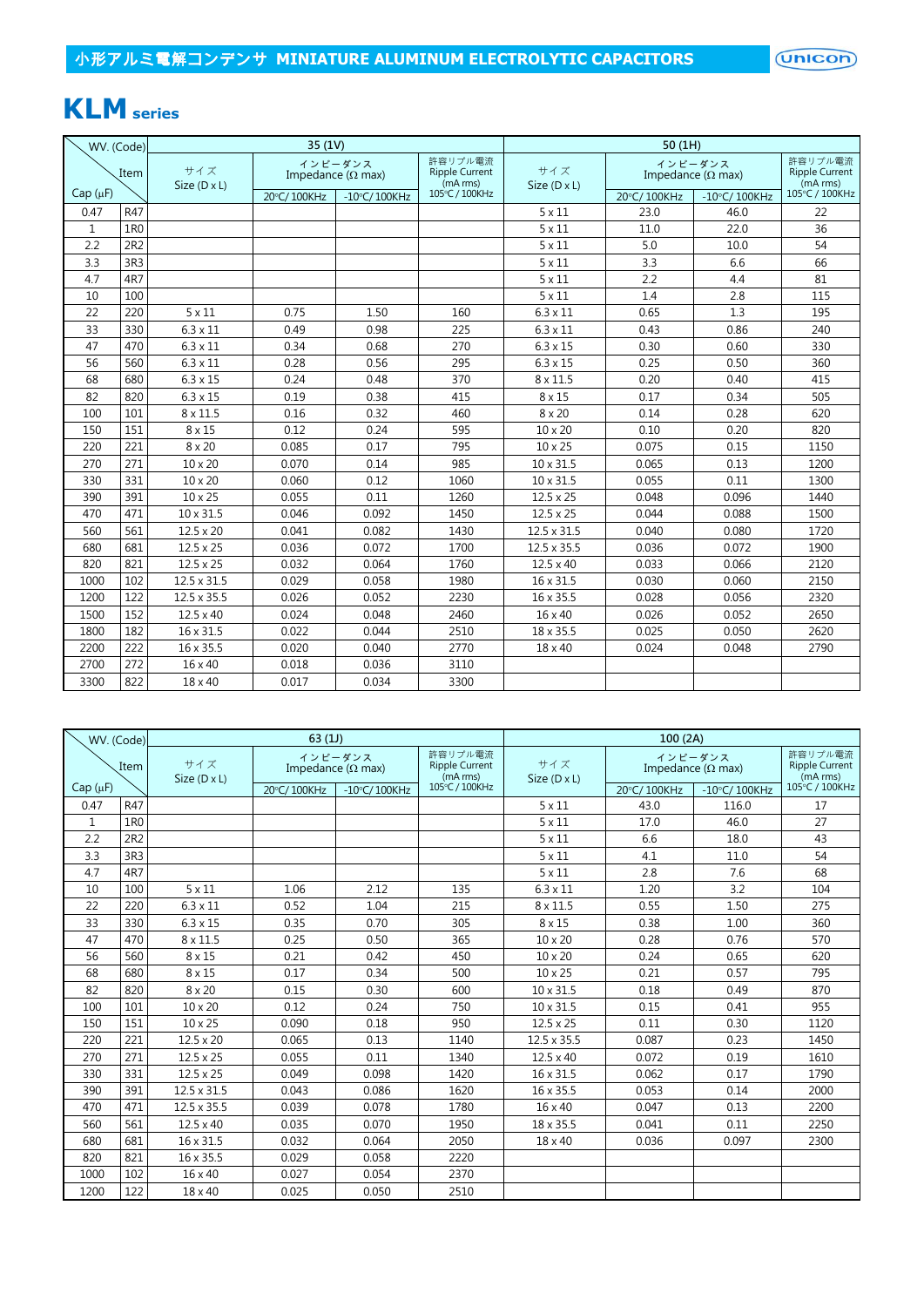小形アルミ電解コンデンサ MINIATURE ALUMINUM ELECTROLYTIC CAPACITORS

# KLM series

| WV. (Code) Cap (µF) | Item | 35 (1V) サイズ Size (D x L) | インピーダンス Impedance (Ω max) 20°C/ 100KHz | -10°C/ 100KHz | 許容リプル電流 Ripple Current (mA rms) 105°C / 100KHz | 50 (1H) サイズ Size (D x L) | インピーダンス Impedance (Ω max) 20°C/ 100KHz | -10°C/ 100KHz | 許容リプル電流 Ripple Current (mA rms) 105°C / 100KHz |
|---|---|---|---|---|---|---|---|---|---|
| 0.47 | R47 | | | | | 5 x 11 | 23.0 | 46.0 | 22 |
| 1 | 1R0 | | | | | 5 x 11 | 11.0 | 22.0 | 36 |
| 2.2 | 2R2 | | | | | 5 x 11 | 5.0 | 10.0 | 54 |
| 3.3 | 3R3 | | | | | 5 x 11 | 3.3 | 6.6 | 66 |
| 4.7 | 4R7 | | | | | 5 x 11 | 2.2 | 4.4 | 81 |
| 10 | 100 | | | | | 5 x 11 | 1.4 | 2.8 | 115 |
| 22 | 220 | 5 x 11 | 0.75 | 1.50 | 160 | 6.3 x 11 | 0.65 | 1.3 | 195 |
| 33 | 330 | 6.3 x 11 | 0.49 | 0.98 | 225 | 6.3 x 11 | 0.43 | 0.86 | 240 |
| 47 | 470 | 6.3 x 11 | 0.34 | 0.68 | 270 | 6.3 x 15 | 0.30 | 0.60 | 330 |
| 56 | 560 | 6.3 x 11 | 0.28 | 0.56 | 295 | 6.3 x 15 | 0.25 | 0.50 | 360 |
| 68 | 680 | 6.3 x 15 | 0.24 | 0.48 | 370 | 8 x 11.5 | 0.20 | 0.40 | 415 |
| 82 | 820 | 6.3 x 15 | 0.19 | 0.38 | 415 | 8 x 15 | 0.17 | 0.34 | 505 |
| 100 | 101 | 8 x 11.5 | 0.16 | 0.32 | 460 | 8 x 20 | 0.14 | 0.28 | 620 |
| 150 | 151 | 8 x 15 | 0.12 | 0.24 | 595 | 10 x 20 | 0.10 | 0.20 | 820 |
| 220 | 221 | 8 x 20 | 0.085 | 0.17 | 795 | 10 x 25 | 0.075 | 0.15 | 1150 |
| 270 | 271 | 10 x 20 | 0.070 | 0.14 | 985 | 10 x 31.5 | 0.065 | 0.13 | 1200 |
| 330 | 331 | 10 x 20 | 0.060 | 0.12 | 1060 | 10 x 31.5 | 0.055 | 0.11 | 1300 |
| 390 | 391 | 10 x 25 | 0.055 | 0.11 | 1260 | 12.5 x 25 | 0.048 | 0.096 | 1440 |
| 470 | 471 | 10 x 31.5 | 0.046 | 0.092 | 1450 | 12.5 x 25 | 0.044 | 0.088 | 1500 |
| 560 | 561 | 12.5 x 20 | 0.041 | 0.082 | 1430 | 12.5 x 31.5 | 0.040 | 0.080 | 1720 |
| 680 | 681 | 12.5 x 25 | 0.036 | 0.072 | 1700 | 12.5 x 35.5 | 0.036 | 0.072 | 1900 |
| 820 | 821 | 12.5 x 25 | 0.032 | 0.064 | 1760 | 12.5 x 40 | 0.033 | 0.066 | 2120 |
| 1000 | 102 | 12.5 x 31.5 | 0.029 | 0.058 | 1980 | 16 x 31.5 | 0.030 | 0.060 | 2150 |
| 1200 | 122 | 12.5 x 35.5 | 0.026 | 0.052 | 2230 | 16 x 35.5 | 0.028 | 0.056 | 2320 |
| 1500 | 152 | 12.5 x 40 | 0.024 | 0.048 | 2460 | 16 x 40 | 0.026 | 0.052 | 2650 |
| 1800 | 182 | 16 x 31.5 | 0.022 | 0.044 | 2510 | 18 x 35.5 | 0.025 | 0.050 | 2620 |
| 2200 | 222 | 16 x 35.5 | 0.020 | 0.040 | 2770 | 18 x 40 | 0.024 | 0.048 | 2790 |
| 2700 | 272 | 16 x 40 | 0.018 | 0.036 | 3110 | | | | |
| 3300 | 822 | 18 x 40 | 0.017 | 0.034 | 3300 | | | | |

| WV. (Code) Cap (µF) | Item | 63 (1J) サイズ Size (D x L) | インピーダンス Impedance (Ω max) 20°C/ 100KHz | -10°C/ 100KHz | 許容リプル電流 Ripple Current (mA rms) 105°C / 100KHz | 100 (2A) サイズ Size (D x L) | インピーダンス Impedance (Ω max) 20°C/ 100KHz | -10°C/ 100KHz | 許容リプル電流 Ripple Current (mA rms) 105°C / 100KHz |
|---|---|---|---|---|---|---|---|---|---|
| 0.47 | R47 | | | | | 5 x 11 | 43.0 | 116.0 | 17 |
| 1 | 1R0 | | | | | 5 x 11 | 17.0 | 46.0 | 27 |
| 2.2 | 2R2 | | | | | 5 x 11 | 6.6 | 18.0 | 43 |
| 3.3 | 3R3 | | | | | 5 x 11 | 4.1 | 11.0 | 54 |
| 4.7 | 4R7 | | | | | 5 x 11 | 2.8 | 7.6 | 68 |
| 10 | 100 | 5 x 11 | 1.06 | 2.12 | 135 | 6.3 x 11 | 1.20 | 3.2 | 104 |
| 22 | 220 | 6.3 x 11 | 0.52 | 1.04 | 215 | 8 x 11.5 | 0.55 | 1.50 | 275 |
| 33 | 330 | 6.3 x 15 | 0.35 | 0.70 | 305 | 8 x 15 | 0.38 | 1.00 | 360 |
| 47 | 470 | 8 x 11.5 | 0.25 | 0.50 | 365 | 10 x 20 | 0.28 | 0.76 | 570 |
| 56 | 560 | 8 x 15 | 0.21 | 0.42 | 450 | 10 x 20 | 0.24 | 0.65 | 620 |
| 68 | 680 | 8 x 15 | 0.17 | 0.34 | 500 | 10 x 25 | 0.21 | 0.57 | 795 |
| 82 | 820 | 8 x 20 | 0.15 | 0.30 | 600 | 10 x 31.5 | 0.18 | 0.49 | 870 |
| 100 | 101 | 10 x 20 | 0.12 | 0.24 | 750 | 10 x 31.5 | 0.15 | 0.41 | 955 |
| 150 | 151 | 10 x 25 | 0.090 | 0.18 | 950 | 12.5 x 25 | 0.11 | 0.30 | 1120 |
| 220 | 221 | 12.5 x 20 | 0.065 | 0.13 | 1140 | 12.5 x 35.5 | 0.087 | 0.23 | 1450 |
| 270 | 271 | 12.5 x 25 | 0.055 | 0.11 | 1340 | 12.5 x 40 | 0.072 | 0.19 | 1610 |
| 330 | 331 | 12.5 x 25 | 0.049 | 0.098 | 1420 | 16 x 31.5 | 0.062 | 0.17 | 1790 |
| 390 | 391 | 12.5 x 31.5 | 0.043 | 0.086 | 1620 | 16 x 35.5 | 0.053 | 0.14 | 2000 |
| 470 | 471 | 12.5 x 35.5 | 0.039 | 0.078 | 1780 | 16 x 40 | 0.047 | 0.13 | 2200 |
| 560 | 561 | 12.5 x 40 | 0.035 | 0.070 | 1950 | 18 x 35.5 | 0.041 | 0.11 | 2250 |
| 680 | 681 | 16 x 31.5 | 0.032 | 0.064 | 2050 | 18 x 40 | 0.036 | 0.097 | 2300 |
| 820 | 821 | 16 x 35.5 | 0.029 | 0.058 | 2220 | | | | |
| 1000 | 102 | 16 x 40 | 0.027 | 0.054 | 2370 | | | | |
| 1200 | 122 | 18 x 40 | 0.025 | 0.050 | 2510 | | | | |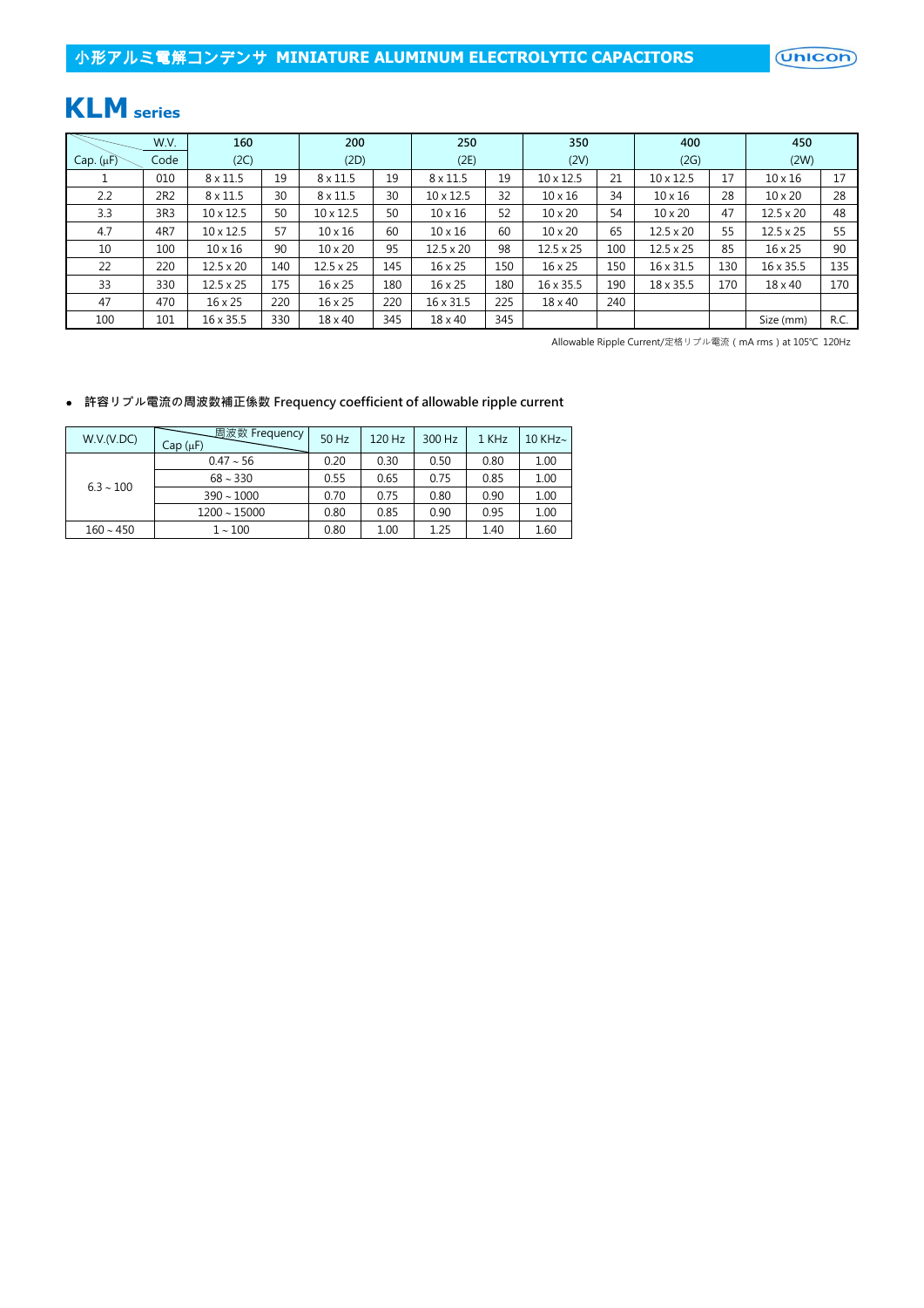# 小形アルミ電解コンデンサ MINIATURE ALUMINUM ELECTROLYTIC CAPACITORS

## KLM series

| Cap. (μF) \ W.V. | Code | 160 (2C) | | 200 (2D) | | 250 (2E) | | 350 (2V) | | 400 (2G) | | 450 (2W) | |
|---|---|---|---|---|---|---|---|---|---|---|---|---|---|
| 1 | 010 | 8 x 11.5 | 19 | 8 x 11.5 | 19 | 8 x 11.5 | 19 | 10 x 12.5 | 21 | 10 x 12.5 | 17 | 10 x 16 | 17 |
| 2.2 | 2R2 | 8 x 11.5 | 30 | 8 x 11.5 | 30 | 10 x 12.5 | 32 | 10 x 16 | 34 | 10 x 16 | 28 | 10 x 20 | 28 |
| 3.3 | 3R3 | 10 x 12.5 | 50 | 10 x 12.5 | 50 | 10 x 16 | 52 | 10 x 20 | 54 | 10 x 20 | 47 | 12.5 x 20 | 48 |
| 4.7 | 4R7 | 10 x 12.5 | 57 | 10 x 16 | 60 | 10 x 16 | 60 | 10 x 20 | 65 | 12.5 x 20 | 55 | 12.5 x 25 | 55 |
| 10 | 100 | 10 x 16 | 90 | 10 x 20 | 95 | 12.5 x 20 | 98 | 12.5 x 25 | 100 | 12.5 x 25 | 85 | 16 x 25 | 90 |
| 22 | 220 | 12.5 x 20 | 140 | 12.5 x 25 | 145 | 16 x 25 | 150 | 16 x 25 | 150 | 16 x 31.5 | 130 | 16 x 35.5 | 135 |
| 33 | 330 | 12.5 x 25 | 175 | 16 x 25 | 180 | 16 x 25 | 180 | 16 x 35.5 | 190 | 18 x 35.5 | 170 | 18 x 40 | 170 |
| 47 | 470 | 16 x 25 | 220 | 16 x 25 | 220 | 16 x 31.5 | 225 | 18 x 40 | 240 | | | | |
| 100 | 101 | 16 x 35.5 | 330 | 18 x 40 | 345 | 18 x 40 | 345 | | | | | Size (mm) | R.C. |

Allowable Ripple Current/定格リプル電流 ( mA rms ) at 105℃ 120Hz

- 許容リプル電流の周波数補正係数 Frequency coefficient of allowable ripple current

| W.V.(V.DC) | Cap (μF) \ 周波数 Frequency | 50 Hz | 120 Hz | 300 Hz | 1 KHz | 10 KHz~ |
|---|---|---|---|---|---|---|
| 6.3 ~ 100 | 0.47 ~ 56 | 0.20 | 0.30 | 0.50 | 0.80 | 1.00 |
| | 68 ~ 330 | 0.55 | 0.65 | 0.75 | 0.85 | 1.00 |
| | 390 ~ 1000 | 0.70 | 0.75 | 0.80 | 0.90 | 1.00 |
| | 1200 ~ 15000 | 0.80 | 0.85 | 0.90 | 0.95 | 1.00 |
| 160 ~ 450 | 1 ~ 100 | 0.80 | 1.00 | 1.25 | 1.40 | 1.60 |